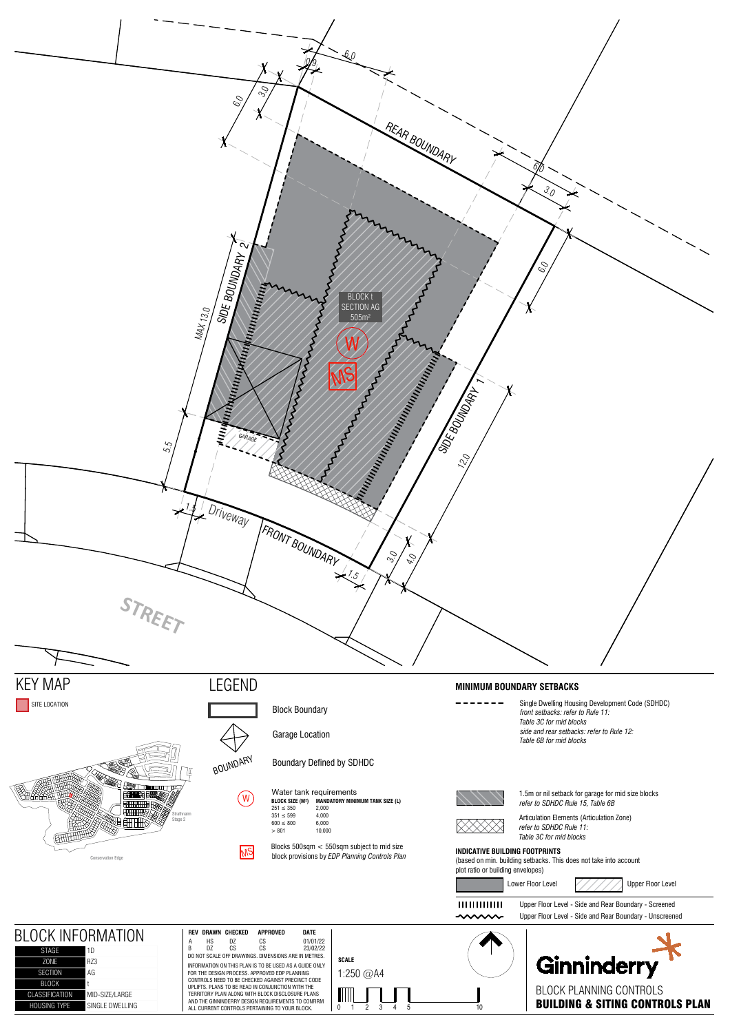REAR BOUNDARY

SIDE BOUNDARY 2

SIDE BOUNDARY 1

FRONT BOUNDARY

Driveway

STREET

GARAGE

MAX 13.0

BLOCK t
SECTION AG
505m²

W

MS

6.0 | 0.9 | 3.0 | 6.0 | 6.0 | 3.0 | 6.0 | 12.0 | 5.5 | 1.5 | 1.5 | 3.0 | 4.0

# KEY MAP

SITE LOCATION

Strathnairn Stage 2

Conservation Edge

# LEGEND

- Block Boundary
- Garage Location
- BOUNDARY — Boundary Defined by SDHDC
- W — Water tank requirements

| BLOCK SIZE (M²) | MANDATORY MINIMUM TANK SIZE (L) |
|---|---|
| 251 ≤ 350 | 2,000 |
| 351 ≤ 599 | 4,000 |
| 600 ≤ 800 | 6,000 |
| > 801 | 10,000 |

- MS — Blocks 500sqm < 550sqm subject to mid size block provisions by *EDP Planning Controls Plan*

## MINIMUM BOUNDARY SETBACKS

- Single Dwelling Housing Development Code (SDHDC)
  *front setbacks: refer to Rule 11: Table 3C for mid blocks*
  *side and rear setbacks: refer to Rule 12: Table 6B for mid blocks*
- 1.5m or nil setback for garage for mid size blocks
  *refer to SDHDC Rule 15, Table 6B*
- Articulation Elements (Articulation Zone)
  *refer to SDHDC Rule 11: Table 3C for mid blocks*

**INDICATIVE BUILDING FOOTPRINTS**
(based on min. building setbacks. This does not take into account plot ratio or building envelopes)

- Lower Floor Level
- Upper Floor Level
- Upper Floor Level - Side and Rear Boundary - Screened
- Upper Floor Level - Side and Rear Boundary - Unscreened

# BLOCK INFORMATION

| | |
|---|---|
| STAGE | 1D |
| ZONE | RZ3 |
| SECTION | AG |
| BLOCK | t |
| CLASSIFICATION | MID-SIZE/LARGE |
| HOUSING TYPE | SINGLE DWELLING |

| REV | DRAWN | CHECKED | APPROVED | DATE |
|---|---|---|---|---|
| A | HS | DZ | CS | 01/01/22 |
| B | DZ | CS | CS | 23/02/22 |

DO NOT SCALE OFF DRAWINGS. DIMENSIONS ARE IN METRES.

INFORMATION ON THIS PLAN IS TO BE USED AS A GUIDE ONLY FOR THE DESIGN PROCESS. APPROVED EDP PLANNING CONTROLS NEED TO BE CHECKED AGAINST PRECINCT CODE UPLIFTS. PLANS TO BE READ IN CONJUNCTION WITH THE TERRITORY PLAN ALONG WITH BLOCK DISCLOSURE PLANS AND THE GINNINDERRY DESIGN REQUIREMENTS TO CONFIRM ALL CURRENT CONTROLS PERTAINING TO YOUR BLOCK.

**SCALE**
1:250 @A4

0 1 2 3 4 5 10

Ginninderry

BLOCK PLANNING CONTROLS
**BUILDING & SITING CONTROLS PLAN**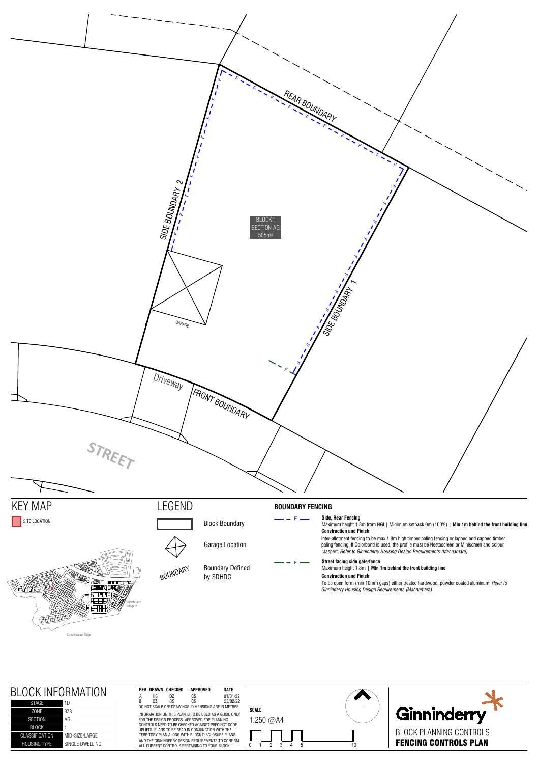REAR BOUNDARY

SIDE BOUNDARY 2

SIDE BOUNDARY 1

BLOCK t
SECTION AG
505m²

GARAGE

Driveway

FRONT BOUNDARY

STREET

## KEY MAP

SITE LOCATION

Strathnairn Stage 2

Conservation Edge

## LEGEND

| | |
|---|---|
| | Block Boundary |
| | Garage Location |
| BOUNDARY | Boundary Defined by SDHDC |

## BOUNDARY FENCING

**Side, Rear Fencing**
Maximum height 1.8m from NGL| Minimum setback 0m (100%) | **Min 1m behind the front building line**
**Construction and Finish**
Inter-allotment fencing to be max 1.8m high timber paling fencing or lapped and capped timber paling fencing. If Colorbond is used, the profile must be Neetascreen or Miniscreen and colour "Jasper". *Refer to Ginninderry Housing Design Requirements (Macnamara)*

**Street facing side gate/fence**
Maximum height 1.8m | **Min 1m behind the front building line**
**Construction and Finish**
To be open form (min 10mm gaps) either treated hardwood, powder coated aluminum. *Refer to Ginninderry Housing Design Requirements (Macnamara)*

## BLOCK INFORMATION

| | |
|---|---|
| STAGE | 1D |
| ZONE | RZ3 |
| SECTION | AG |
| BLOCK | t |
| CLASSIFICATION | MID-SIZE/LARGE |
| HOUSING TYPE | SINGLE DWELLING |

| REV | DRAWN | CHECKED | APPROVED | DATE |
|---|---|---|---|---|
| A | HS | DZ | CS | 01/01/22 |
| B | DZ | CS | CS | 23/02/22 |

DO NOT SCALE OFF DRAWINGS. DIMENSIONS ARE IN METRES.

INFORMATION ON THIS PLAN IS TO BE USED AS A GUIDE ONLY FOR THE DESIGN PROCESS. APPROVED EDP PLANNING CONTROLS NEED TO BE CHECKED AGAINST PRECINCT CODE UPLIFTS. PLANS TO BE READ IN CONJUNCTION WITH THE TERRITORY PLAN ALONG WITH BLOCK DISCLOSURE PLANS AND THE GINNINDERRY DESIGN REQUIREMENTS TO CONFIRM ALL CURRENT CONTROLS PERTAINING TO YOUR BLOCK.

**SCALE**
1:250 @A4

0 1 2 3 4 5 10

Ginninderry

BLOCK PLANNING CONTROLS
**FENCING CONTROLS PLAN**